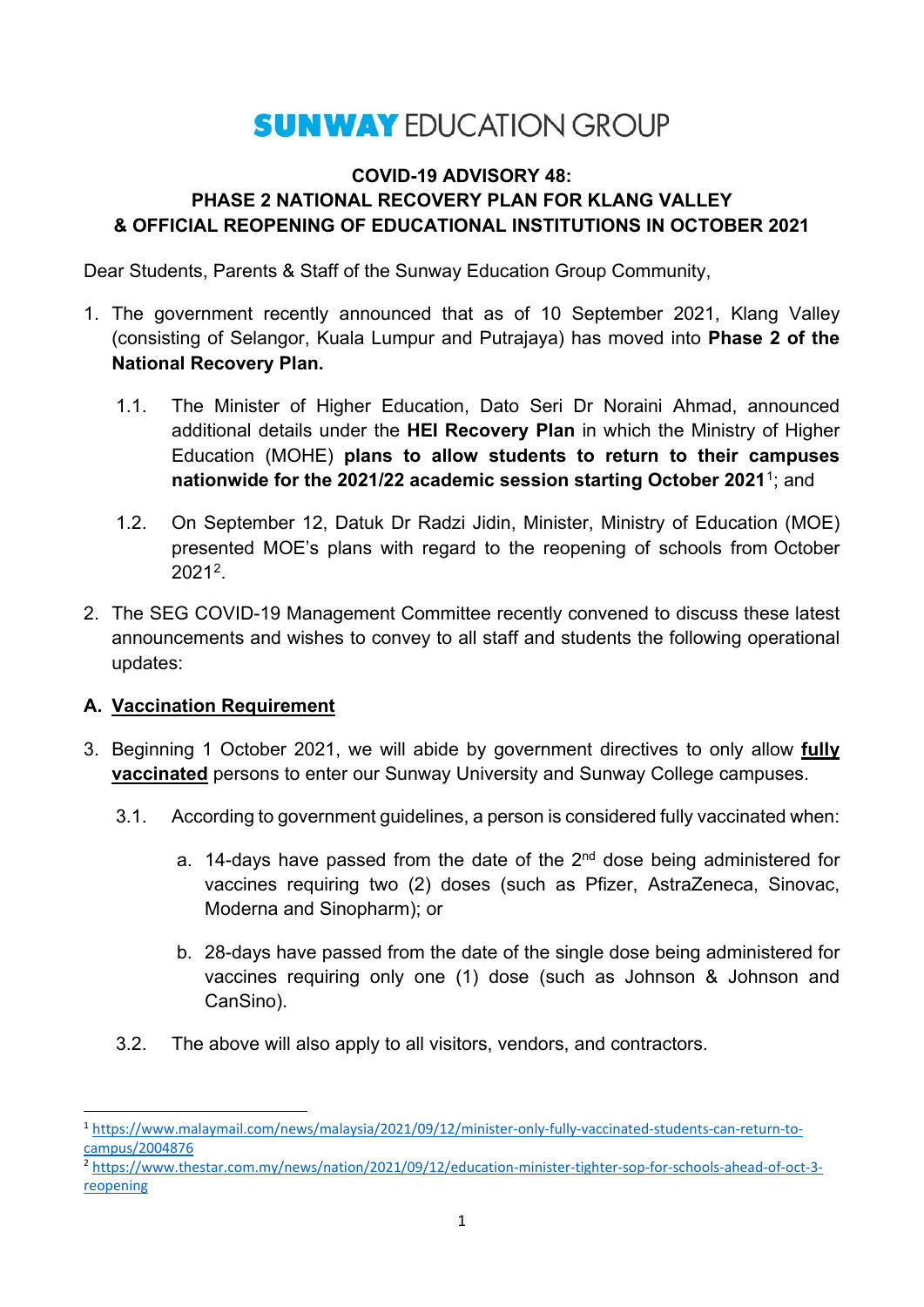# SUNWAY EDUCATION GROUP

**COVID-19 ADVISORY 48:**
**PHASE 2 NATIONAL RECOVERY PLAN FOR KLANG VALLEY**
**& OFFICIAL REOPENING OF EDUCATIONAL INSTITUTIONS IN OCTOBER 2021**

Dear Students, Parents & Staff of the Sunway Education Group Community,

1. The government recently announced that as of 10 September 2021, Klang Valley (consisting of Selangor, Kuala Lumpur and Putrajaya) has moved into **Phase 2 of the National Recovery Plan.**

   1.1. The Minister of Higher Education, Dato Seri Dr Noraini Ahmad, announced additional details under the **HEI Recovery Plan** in which the Ministry of Higher Education (MOHE) **plans to allow students to return to their campuses nationwide for the 2021/22 academic session starting October 2021**[1]; and

   1.2. On September 12, Datuk Dr Radzi Jidin, Minister, Ministry of Education (MOE) presented MOE's plans with regard to the reopening of schools from October 2021[2].

2. The SEG COVID-19 Management Committee recently convened to discuss these latest announcements and wishes to convey to all staff and students the following operational updates:

**A. Vaccination Requirement**

3. Beginning 1 October 2021, we will abide by government directives to only allow **fully vaccinated** persons to enter our Sunway University and Sunway College campuses.

   3.1. According to government guidelines, a person is considered fully vaccinated when:

   a. 14-days have passed from the date of the 2nd dose being administered for vaccines requiring two (2) doses (such as Pfizer, AstraZeneca, Sinovac, Moderna and Sinopharm); or

   b. 28-days have passed from the date of the single dose being administered for vaccines requiring only one (1) dose (such as Johnson & Johnson and CanSino).

   3.2. The above will also apply to all visitors, vendors, and contractors.

---

[1] https://www.malaymail.com/news/malaysia/2021/09/12/minister-only-fully-vaccinated-students-can-return-to-campus/2004876

[2] https://www.thestar.com.my/news/nation/2021/09/12/education-minister-tighter-sop-for-schools-ahead-of-oct-3-reopening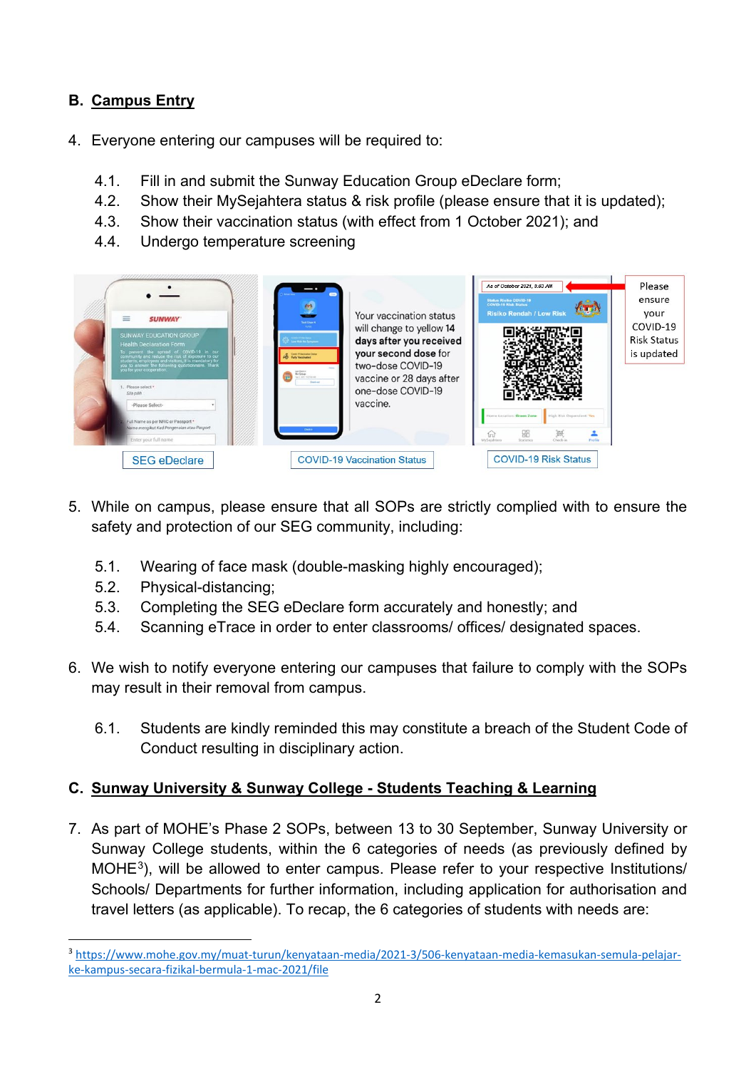## B. Campus Entry

4. Everyone entering our campuses will be required to:

   4.1. Fill in and submit the Sunway Education Group eDeclare form;
   4.2. Show their MySejahtera status & risk profile (please ensure that it is updated);
   4.3. Show their vaccination status (with effect from 1 October 2021); and
   4.4. Undergo temperature screening

SEG eDeclare | COVID-19 Vaccination Status | COVID-19 Risk Status

5. While on campus, please ensure that all SOPs are strictly complied with to ensure the safety and protection of our SEG community, including:

   5.1. Wearing of face mask (double-masking highly encouraged);
   5.2. Physical-distancing;
   5.3. Completing the SEG eDeclare form accurately and honestly; and
   5.4. Scanning eTrace in order to enter classrooms/ offices/ designated spaces.

6. We wish to notify everyone entering our campuses that failure to comply with the SOPs may result in their removal from campus.

   6.1. Students are kindly reminded this may constitute a breach of the Student Code of Conduct resulting in disciplinary action.

## C. Sunway University & Sunway College - Students Teaching & Learning

7. As part of MOHE's Phase 2 SOPs, between 13 to 30 September, Sunway University or Sunway College students, within the 6 categories of needs (as previously defined by MOHE[3]), will be allowed to enter campus. Please refer to your respective Institutions/ Schools/ Departments for further information, including application for authorisation and travel letters (as applicable). To recap, the 6 categories of students with needs are:

---

[3] https://www.mohe.gov.my/muat-turun/kenyataan-media/2021-3/506-kenyataan-media-kemasukan-semula-pelajar-ke-kampus-secara-fizikal-bermula-1-mac-2021/file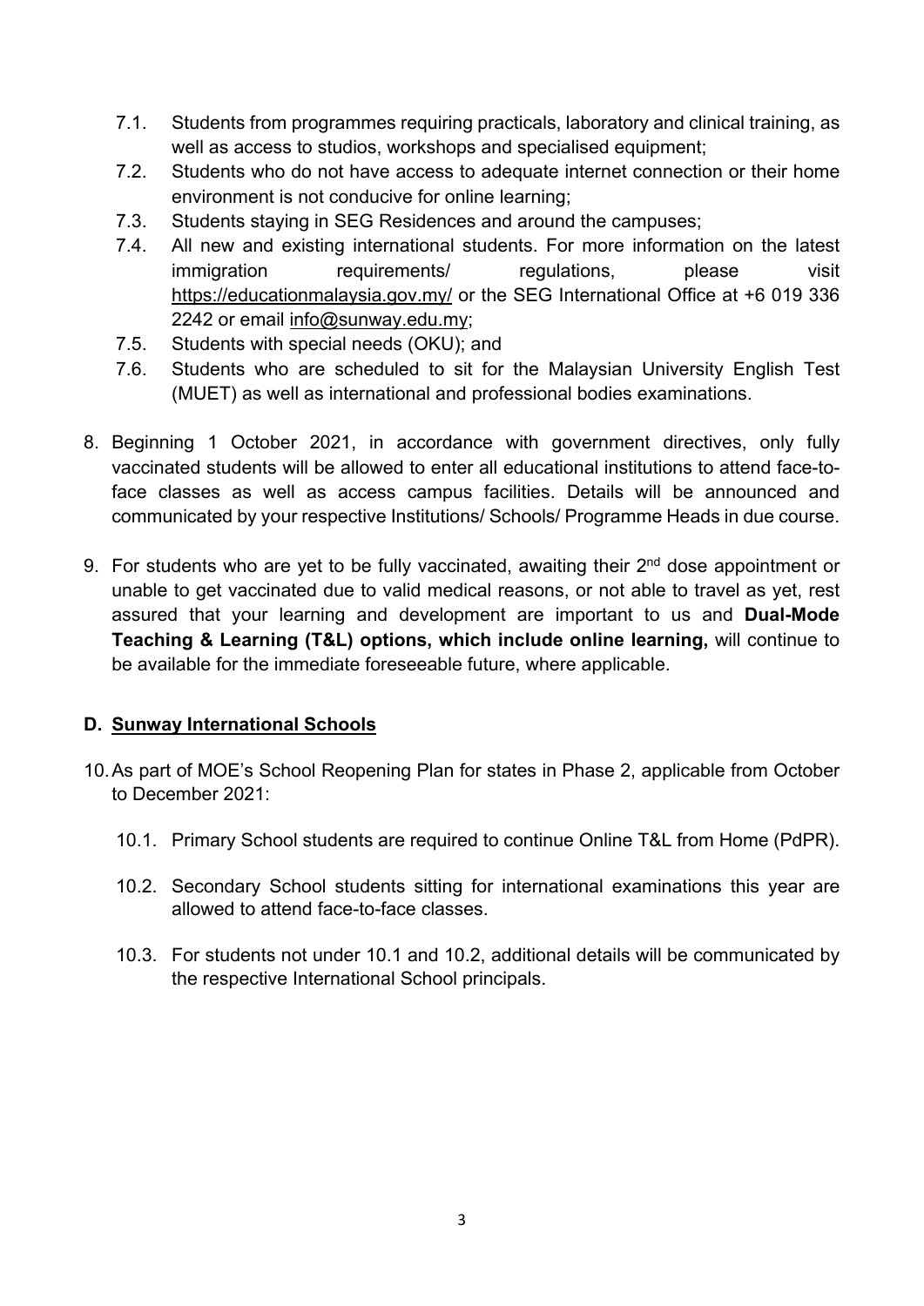7.1. Students from programmes requiring practicals, laboratory and clinical training, as well as access to studios, workshops and specialised equipment;

7.2. Students who do not have access to adequate internet connection or their home environment is not conducive for online learning;

7.3. Students staying in SEG Residences and around the campuses;

7.4. All new and existing international students. For more information on the latest immigration requirements/ regulations, please visit https://educationmalaysia.gov.my/ or the SEG International Office at +6 019 336 2242 or email info@sunway.edu.my;

7.5. Students with special needs (OKU); and

7.6. Students who are scheduled to sit for the Malaysian University English Test (MUET) as well as international and professional bodies examinations.

8. Beginning 1 October 2021, in accordance with government directives, only fully vaccinated students will be allowed to enter all educational institutions to attend face-to-face classes as well as access campus facilities. Details will be announced and communicated by your respective Institutions/ Schools/ Programme Heads in due course.

9. For students who are yet to be fully vaccinated, awaiting their 2nd dose appointment or unable to get vaccinated due to valid medical reasons, or not able to travel as yet, rest assured that your learning and development are important to us and **Dual-Mode Teaching & Learning (T&L) options, which include online learning,** will continue to be available for the immediate foreseeable future, where applicable.

### D. Sunway International Schools

10. As part of MOE's School Reopening Plan for states in Phase 2, applicable from October to December 2021:

    10.1. Primary School students are required to continue Online T&L from Home (PdPR).

    10.2. Secondary School students sitting for international examinations this year are allowed to attend face-to-face classes.

    10.3. For students not under 10.1 and 10.2, additional details will be communicated by the respective International School principals.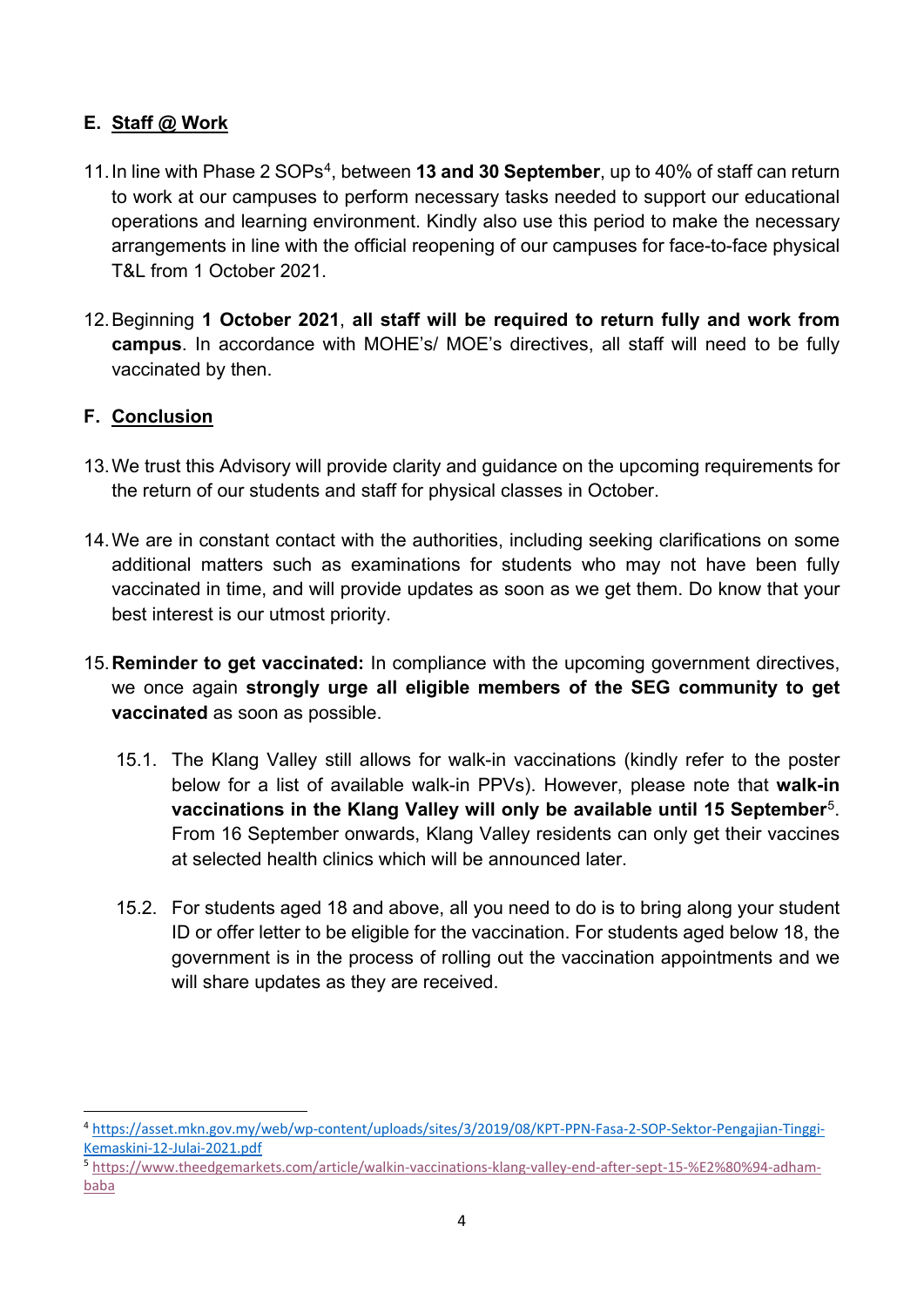## E. Staff @ Work

11. In line with Phase 2 SOPs[4], between **13 and 30 September**, up to 40% of staff can return to work at our campuses to perform necessary tasks needed to support our educational operations and learning environment. Kindly also use this period to make the necessary arrangements in line with the official reopening of our campuses for face-to-face physical T&L from 1 October 2021.

12. Beginning **1 October 2021**, **all staff will be required to return fully and work from campus**. In accordance with MOHE's/ MOE's directives, all staff will need to be fully vaccinated by then.

## F. Conclusion

13. We trust this Advisory will provide clarity and guidance on the upcoming requirements for the return of our students and staff for physical classes in October.

14. We are in constant contact with the authorities, including seeking clarifications on some additional matters such as examinations for students who may not have been fully vaccinated in time, and will provide updates as soon as we get them. Do know that your best interest is our utmost priority.

15. **Reminder to get vaccinated:** In compliance with the upcoming government directives, we once again **strongly urge all eligible members of the SEG community to get vaccinated** as soon as possible.

    15.1. The Klang Valley still allows for walk-in vaccinations (kindly refer to the poster below for a list of available walk-in PPVs). However, please note that **walk-in vaccinations in the Klang Valley will only be available until 15 September**[5]. From 16 September onwards, Klang Valley residents can only get their vaccines at selected health clinics which will be announced later.

    15.2. For students aged 18 and above, all you need to do is to bring along your student ID or offer letter to be eligible for the vaccination. For students aged below 18, the government is in the process of rolling out the vaccination appointments and we will share updates as they are received.

---

[4] https://asset.mkn.gov.my/web/wp-content/uploads/sites/3/2019/08/KPT-PPN-Fasa-2-SOP-Sektor-Pengajian-Tinggi-Kemaskini-12-Julai-2021.pdf

[5] https://www.theedgemarkets.com/article/walkin-vaccinations-klang-valley-end-after-sept-15-%E2%80%94-adham-baba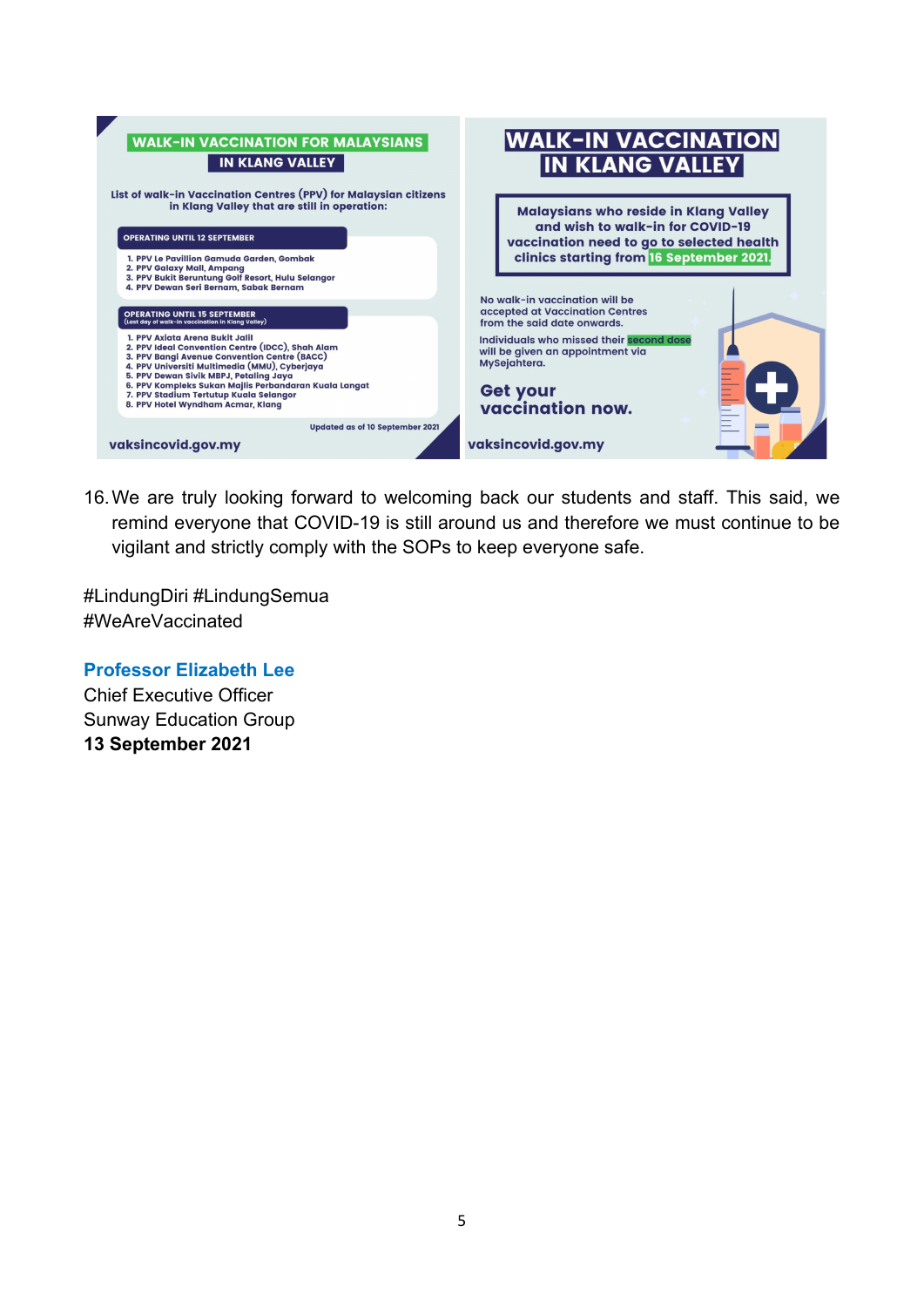**WALK-IN VACCINATION FOR MALAYSIANS IN KLANG VALLEY**

List of walk-in Vaccination Centres (PPV) for Malaysian citizens in Klang Valley that are still in operation:

**OPERATING UNTIL 12 SEPTEMBER**

1. PPV Le Pavillion Gamuda Garden, Gombak
2. PPV Galaxy Mall, Ampang
3. PPV Bukit Beruntung Golf Resort, Hulu Selangor
4. PPV Dewan Seri Bernam, Sabak Bernam

**OPERATING UNTIL 15 SEPTEMBER**
(Last day of walk-in vaccination in Klang Valley)

1. PPV Axiata Arena Bukit Jalil
2. PPV Ideal Convention Centre (IDCC), Shah Alam
3. PPV Bangi Avenue Convention Centre (BACC)
4. PPV Universiti Multimedia (MMU), Cyberjaya
5. PPV Dewan Sivik MBPJ, Petaling Jaya
6. PPV Kompleks Sukan Majlis Perbandaran Kuala Langat
7. PPV Stadium Tertutup Kuala Selangor
8. PPV Hotel Wyndham Acmar, Klang

Updated as of 10 September 2021

vaksincovid.gov.my

**WALK-IN VACCINATION IN KLANG VALLEY**

Malaysians who reside in Klang Valley and wish to walk-in for COVID-19 vaccination need to go to selected health clinics starting from 16 September 2021.

No walk-in vaccination will be accepted at Vaccination Centres from the said date onwards.

Individuals who missed their second dose will be given an appointment via MySejahtera.

**Get your vaccination now.**

vaksincovid.gov.my

16. We are truly looking forward to welcoming back our students and staff. This said, we remind everyone that COVID-19 is still around us and therefore we must continue to be vigilant and strictly comply with the SOPs to keep everyone safe.

#LindungDiri #LindungSemua
#WeAreVaccinated

**Professor Elizabeth Lee**
Chief Executive Officer
Sunway Education Group
**13 September 2021**